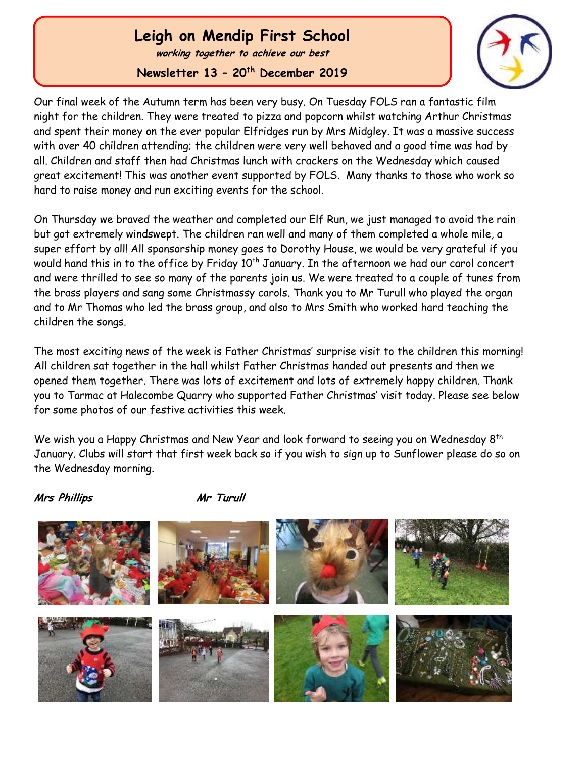# Leigh on Mendip First School

***working together to achieve our best***

**Newsletter 13 – 20th December 2019**

Our final week of the Autumn term has been very busy. On Tuesday FOLS ran a fantastic film night for the children. They were treated to pizza and popcorn whilst watching Arthur Christmas and spent their money on the ever popular Elfridges run by Mrs Midgley. It was a massive success with over 40 children attending; the children were very well behaved and a good time was had by all. Children and staff then had Christmas lunch with crackers on the Wednesday which caused great excitement! This was another event supported by FOLS. Many thanks to those who work so hard to raise money and run exciting events for the school.

On Thursday we braved the weather and completed our Elf Run, we just managed to avoid the rain but got extremely windswept. The children ran well and many of them completed a whole mile, a super effort by all! All sponsorship money goes to Dorothy House, we would be very grateful if you would hand this in to the office by Friday 10th January. In the afternoon we had our carol concert and were thrilled to see so many of the parents join us. We were treated to a couple of tunes from the brass players and sang some Christmassy carols. Thank you to Mr Turull who played the organ and to Mr Thomas who led the brass group, and also to Mrs Smith who worked hard teaching the children the songs.

The most exciting news of the week is Father Christmas' surprise visit to the children this morning! All children sat together in the hall whilst Father Christmas handed out presents and then we opened them together. There was lots of excitement and lots of extremely happy children. Thank you to Tarmac at Halecombe Quarry who supported Father Christmas' visit today. Please see below for some photos of our festive activities this week.

We wish you a Happy Christmas and New Year and look forward to seeing you on Wednesday 8th January. Clubs will start that first week back so if you wish to sign up to Sunflower please do so on the Wednesday morning.

***Mrs Phillips*** ***Mr Turull***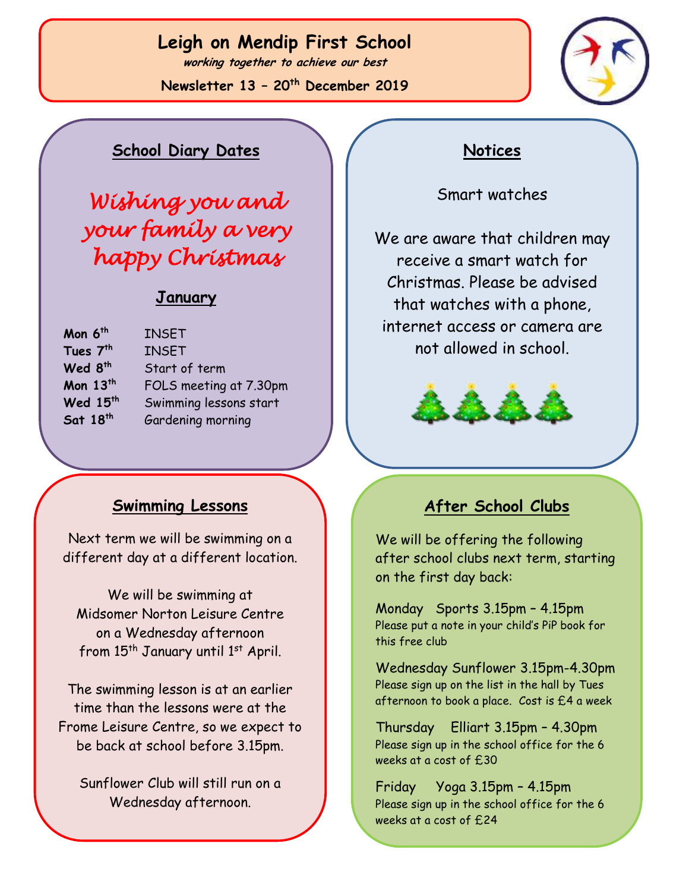# Leigh on Mendip First School

***working together to achieve our best***

**Newsletter 13 – 20th December 2019**

## School Diary Dates

*Wishing you and your family a very happy Christmas*

### January

| | |
|---|---|
| **Mon 6th** | INSET |
| **Tues 7th** | INSET |
| **Wed 8th** | Start of term |
| **Mon 13th** | FOLS meeting at 7.30pm |
| **Wed 15th** | Swimming lessons start |
| **Sat 18th** | Gardening morning |

## Notices

Smart watches

We are aware that children may receive a smart watch for Christmas. Please be advised that watches with a phone, internet access or camera are not allowed in school.

## Swimming Lessons

Next term we will be swimming on a different day at a different location.

We will be swimming at Midsomer Norton Leisure Centre on a Wednesday afternoon from 15th January until 1st April.

The swimming lesson is at an earlier time than the lessons were at the Frome Leisure Centre, so we expect to be back at school before 3.15pm.

Sunflower Club will still run on a Wednesday afternoon.

## After School Clubs

We will be offering the following after school clubs next term, starting on the first day back:

Monday Sports 3.15pm – 4.15pm
Please put a note in your child's PiP book for this free club

Wednesday Sunflower 3.15pm-4.30pm
Please sign up on the list in the hall by Tues afternoon to book a place. Cost is £4 a week

Thursday Elliart 3.15pm – 4.30pm
Please sign up in the school office for the 6 weeks at a cost of £30

Friday Yoga 3.15pm – 4.15pm
Please sign up in the school office for the 6 weeks at a cost of £24